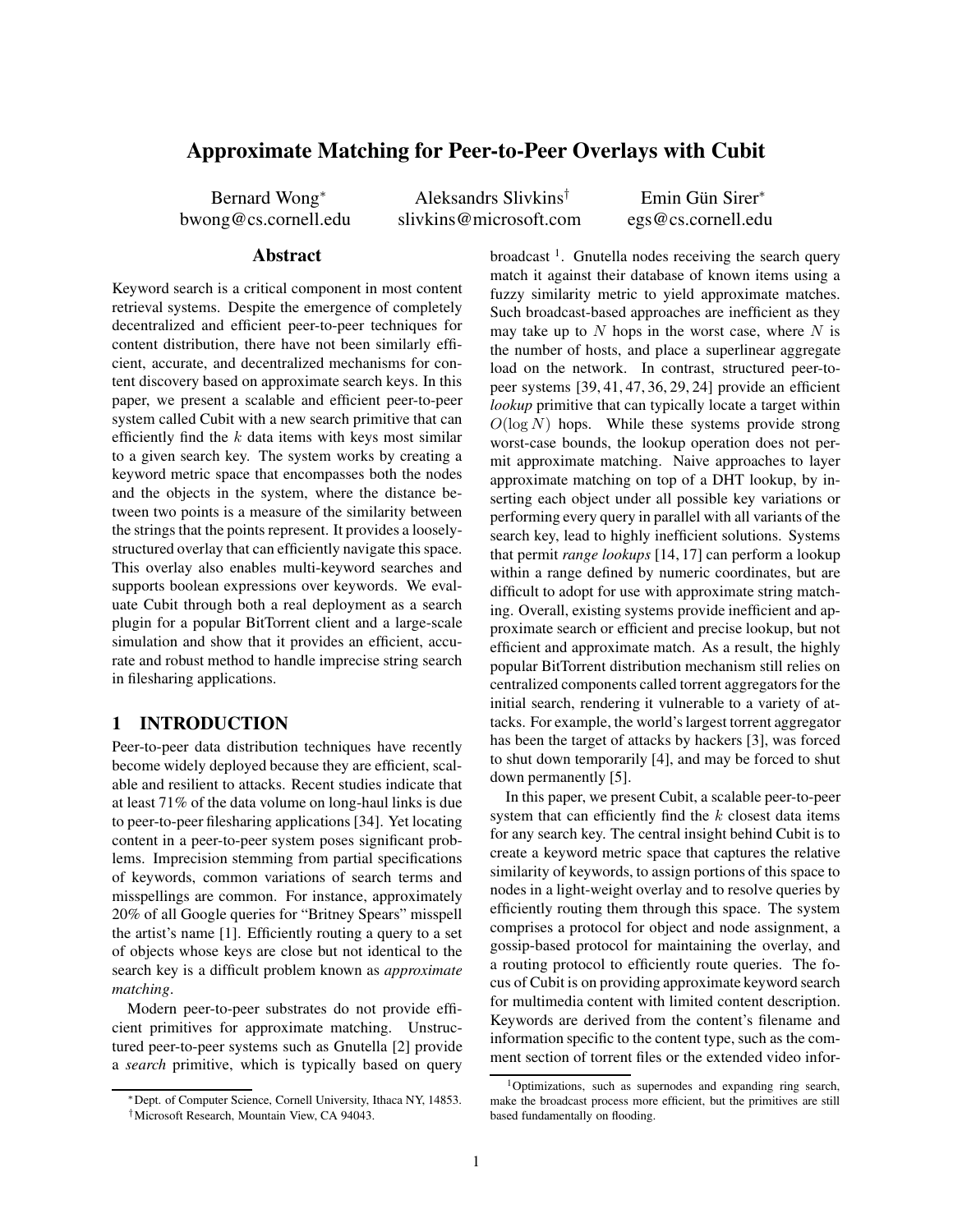# Approximate Matching for Peer-to-Peer Overlays with Cubit

Bernard Wong[*]
bwong@cs.cornell.edu

Aleksandrs Slivkins[†]
slivkins@microsoft.com

Emin Gün Sirer[*]
egs@cs.cornell.edu

## Abstract

Keyword search is a critical component in most content retrieval systems. Despite the emergence of completely decentralized and efficient peer-to-peer techniques for content distribution, there have not been similarly efficient, accurate, and decentralized mechanisms for content discovery based on approximate search keys. In this paper, we present a scalable and efficient peer-to-peer system called Cubit with a new search primitive that can efficiently find the $k$ data items with keys most similar to a given search key. The system works by creating a keyword metric space that encompasses both the nodes and the objects in the system, where the distance between two points is a measure of the similarity between the strings that the points represent. It provides a loosely-structured overlay that can efficiently navigate this space. This overlay also enables multi-keyword searches and supports boolean expressions over keywords. We evaluate Cubit through both a real deployment as a search plugin for a popular BitTorrent client and a large-scale simulation and show that it provides an efficient, accurate and robust method to handle imprecise string search in filesharing applications.

## 1 INTRODUCTION

Peer-to-peer data distribution techniques have recently become widely deployed because they are efficient, scalable and resilient to attacks. Recent studies indicate that at least 71% of the data volume on long-haul links is due to peer-to-peer filesharing applications [34]. Yet locating content in a peer-to-peer system poses significant problems. Imprecision stemming from partial specifications of keywords, common variations of search terms and misspellings are common. For instance, approximately 20% of all Google queries for "Britney Spears" misspell the artist's name [1]. Efficiently routing a query to a set of objects whose keys are close but not identical to the search key is a difficult problem known as *approximate matching*.

Modern peer-to-peer substrates do not provide efficient primitives for approximate matching. Unstructured peer-to-peer systems such as Gnutella [2] provide a *search* primitive, which is typically based on query broadcast [1]. Gnutella nodes receiving the search query match it against their database of known items using a fuzzy similarity metric to yield approximate matches. Such broadcast-based approaches are inefficient as they may take up to $N$ hops in the worst case, where $N$ is the number of hosts, and place a superlinear aggregate load on the network. In contrast, structured peer-to-peer systems [39, 41, 47, 36, 29, 24] provide an efficient *lookup* primitive that can typically locate a target within $O(\log N)$ hops. While these systems provide strong worst-case bounds, the lookup operation does not permit approximate matching. Naive approaches to layer approximate matching on top of a DHT lookup, by inserting each object under all possible key variations or performing every query in parallel with all variants of the search key, lead to highly inefficient solutions. Systems that permit *range lookups* [14, 17] can perform a lookup within a range defined by numeric coordinates, but are difficult to adopt for use with approximate string matching. Overall, existing systems provide inefficient and approximate search or efficient and precise lookup, but not efficient and approximate match. As a result, the highly popular BitTorrent distribution mechanism still relies on centralized components called torrent aggregators for the initial search, rendering it vulnerable to a variety of attacks. For example, the world's largest torrent aggregator has been the target of attacks by hackers [3], was forced to shut down temporarily [4], and may be forced to shut down permanently [5].

In this paper, we present Cubit, a scalable peer-to-peer system that can efficiently find the $k$ closest data items for any search key. The central insight behind Cubit is to create a keyword metric space that captures the relative similarity of keywords, to assign portions of this space to nodes in a light-weight overlay and to resolve queries by efficiently routing them through this space. The system comprises a protocol for object and node assignment, a gossip-based protocol for maintaining the overlay, and a routing protocol to efficiently route queries. The focus of Cubit is on providing approximate keyword search for multimedia content with limited content description. Keywords are derived from the content's filename and information specific to the content type, such as the comment section of torrent files or the extended video infor-

[*]Dept. of Computer Science, Cornell University, Ithaca NY, 14853.
[†]Microsoft Research, Mountain View, CA 94043.

[1]Optimizations, such as supernodes and expanding ring search, make the broadcast process more efficient, but the primitives are still based fundamentally on flooding.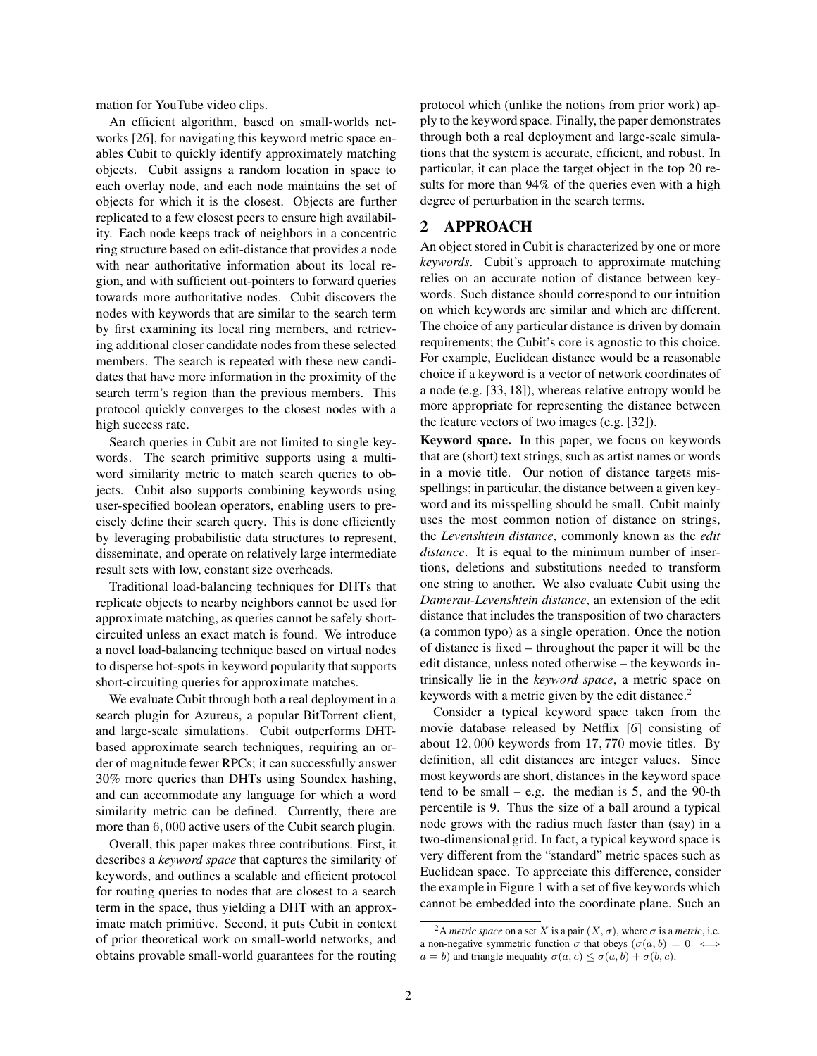mation for YouTube video clips.

An efficient algorithm, based on small-worlds networks [26], for navigating this keyword metric space enables Cubit to quickly identify approximately matching objects. Cubit assigns a random location in space to each overlay node, and each node maintains the set of objects for which it is the closest. Objects are further replicated to a few closest peers to ensure high availability. Each node keeps track of neighbors in a concentric ring structure based on edit-distance that provides a node with near authoritative information about its local region, and with sufficient out-pointers to forward queries towards more authoritative nodes. Cubit discovers the nodes with keywords that are similar to the search term by first examining its local ring members, and retrieving additional closer candidate nodes from these selected members. The search is repeated with these new candidates that have more information in the proximity of the search term's region than the previous members. This protocol quickly converges to the closest nodes with a high success rate.

Search queries in Cubit are not limited to single keywords. The search primitive supports using a multi-word similarity metric to match search queries to objects. Cubit also supports combining keywords using user-specified boolean operators, enabling users to precisely define their search query. This is done efficiently by leveraging probabilistic data structures to represent, disseminate, and operate on relatively large intermediate result sets with low, constant size overheads.

Traditional load-balancing techniques for DHTs that replicate objects to nearby neighbors cannot be used for approximate matching, as queries cannot be safely short-circuited unless an exact match is found. We introduce a novel load-balancing technique based on virtual nodes to disperse hot-spots in keyword popularity that supports short-circuiting queries for approximate matches.

We evaluate Cubit through both a real deployment in a search plugin for Azureus, a popular BitTorrent client, and large-scale simulations. Cubit outperforms DHT-based approximate search techniques, requiring an order of magnitude fewer RPCs; it can successfully answer 30% more queries than DHTs using Soundex hashing, and can accommodate any language for which a word similarity metric can be defined. Currently, there are more than $6,000$ active users of the Cubit search plugin.

Overall, this paper makes three contributions. First, it describes a *keyword space* that captures the similarity of keywords, and outlines a scalable and efficient protocol for routing queries to nodes that are closest to a search term in the space, thus yielding a DHT with an approximate match primitive. Second, it puts Cubit in context of prior theoretical work on small-world networks, and obtains provable small-world guarantees for the routing protocol which (unlike the notions from prior work) apply to the keyword space. Finally, the paper demonstrates through both a real deployment and large-scale simulations that the system is accurate, efficient, and robust. In particular, it can place the target object in the top 20 results for more than 94% of the queries even with a high degree of perturbation in the search terms.

## 2 APPROACH

An object stored in Cubit is characterized by one or more *keywords*. Cubit's approach to approximate matching relies on an accurate notion of distance between keywords. Such distance should correspond to our intuition on which keywords are similar and which are different. The choice of any particular distance is driven by domain requirements; the Cubit's core is agnostic to this choice. For example, Euclidean distance would be a reasonable choice if a keyword is a vector of network coordinates of a node (e.g. [33, 18]), whereas relative entropy would be more appropriate for representing the distance between the feature vectors of two images (e.g. [32]).

**Keyword space.** In this paper, we focus on keywords that are (short) text strings, such as artist names or words in a movie title. Our notion of distance targets misspellings; in particular, the distance between a given keyword and its misspelling should be small. Cubit mainly uses the most common notion of distance on strings, the *Levenshtein distance*, commonly known as the *edit distance*. It is equal to the minimum number of insertions, deletions and substitutions needed to transform one string to another. We also evaluate Cubit using the *Damerau-Levenshtein distance*, an extension of the edit distance that includes the transposition of two characters (a common typo) as a single operation. Once the notion of distance is fixed – throughout the paper it will be the edit distance, unless noted otherwise – the keywords intrinsically lie in the *keyword space*, a metric space on keywords with a metric given by the edit distance.[2]

Consider a typical keyword space taken from the movie database released by Netflix [6] consisting of about $12,000$ keywords from $17,770$ movie titles. By definition, all edit distances are integer values. Since most keywords are short, distances in the keyword space tend to be small – e.g. the median is 5, and the 90-th percentile is 9. Thus the size of a ball around a typical node grows with the radius much faster than (say) in a two-dimensional grid. In fact, a typical keyword space is very different from the "standard" metric spaces such as Euclidean space. To appreciate this difference, consider the example in Figure 1 with a set of five keywords which cannot be embedded into the coordinate plane. Such an

[2] A *metric space* on a set $X$ is a pair $(X, \sigma)$, where $\sigma$ is a *metric*, i.e. a non-negative symmetric function $\sigma$ that obeys $(\sigma(a, b) = 0 \iff a = b)$ and triangle inequality $\sigma(a, c) \leq \sigma(a, b) + \sigma(b, c)$.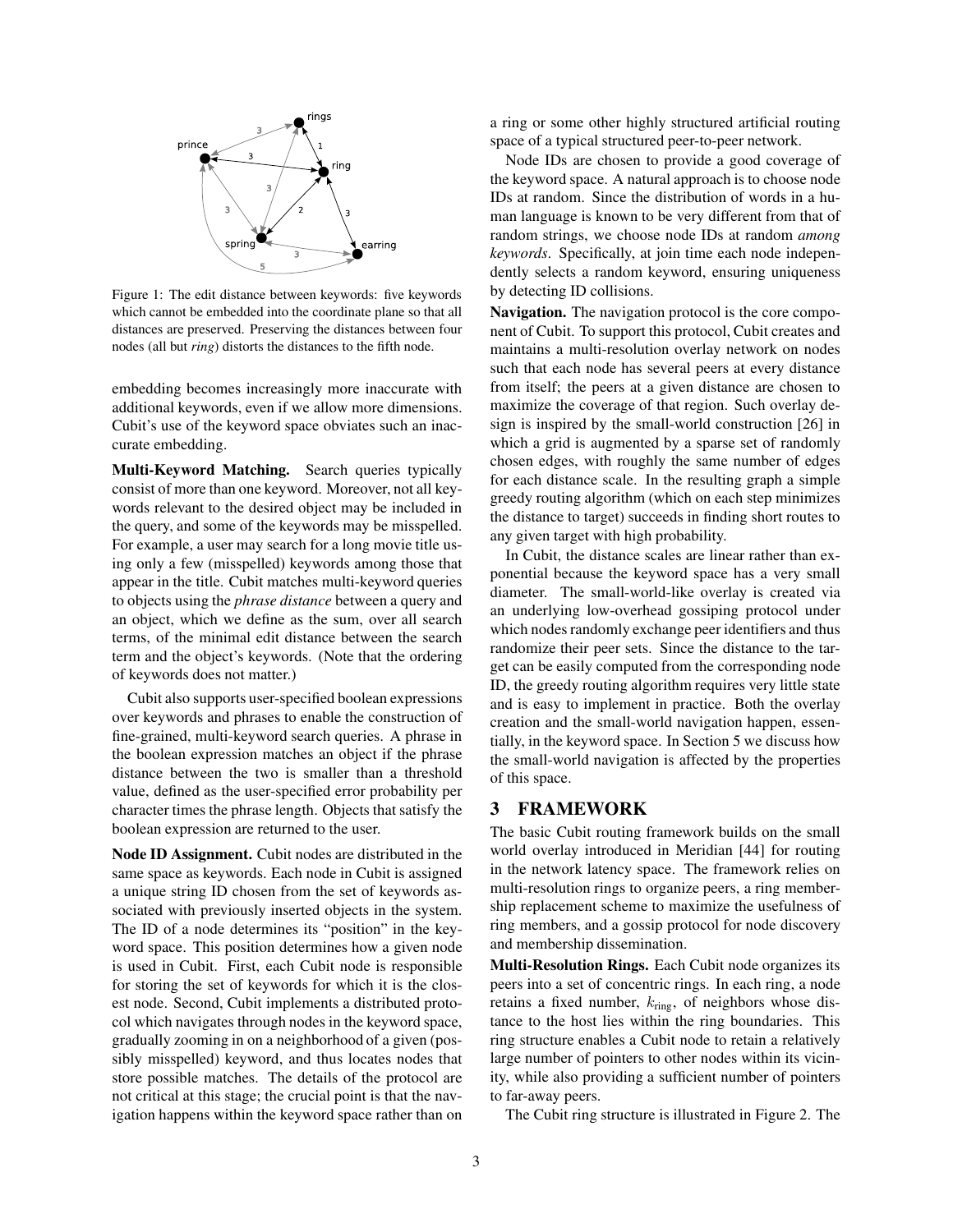Figure 1: The edit distance between keywords: five keywords which cannot be embedded into the coordinate plane so that all distances are preserved. Preserving the distances between four nodes (all but *ring*) distorts the distances to the fifth node.

embedding becomes increasingly more inaccurate with additional keywords, even if we allow more dimensions. Cubit's use of the keyword space obviates such an inaccurate embedding.

**Multi-Keyword Matching.** Search queries typically consist of more than one keyword. Moreover, not all keywords relevant to the desired object may be included in the query, and some of the keywords may be misspelled. For example, a user may search for a long movie title using only a few (misspelled) keywords among those that appear in the title. Cubit matches multi-keyword queries to objects using the *phrase distance* between a query and an object, which we define as the sum, over all search terms, of the minimal edit distance between the search term and the object's keywords. (Note that the ordering of keywords does not matter.)

Cubit also supports user-specified boolean expressions over keywords and phrases to enable the construction of fine-grained, multi-keyword search queries. A phrase in the boolean expression matches an object if the phrase distance between the two is smaller than a threshold value, defined as the user-specified error probability per character times the phrase length. Objects that satisfy the boolean expression are returned to the user.

**Node ID Assignment.** Cubit nodes are distributed in the same space as keywords. Each node in Cubit is assigned a unique string ID chosen from the set of keywords associated with previously inserted objects in the system. The ID of a node determines its "position" in the keyword space. This position determines how a given node is used in Cubit. First, each Cubit node is responsible for storing the set of keywords for which it is the closest node. Second, Cubit implements a distributed protocol which navigates through nodes in the keyword space, gradually zooming in on a neighborhood of a given (possibly misspelled) keyword, and thus locates nodes that store possible matches. The details of the protocol are not critical at this stage; the crucial point is that the navigation happens within the keyword space rather than on a ring or some other highly structured artificial routing space of a typical structured peer-to-peer network.

Node IDs are chosen to provide a good coverage of the keyword space. A natural approach is to choose node IDs at random. Since the distribution of words in a human language is known to be very different from that of random strings, we choose node IDs at random *among keywords*. Specifically, at join time each node independently selects a random keyword, ensuring uniqueness by detecting ID collisions.

**Navigation.** The navigation protocol is the core component of Cubit. To support this protocol, Cubit creates and maintains a multi-resolution overlay network on nodes such that each node has several peers at every distance from itself; the peers at a given distance are chosen to maximize the coverage of that region. Such overlay design is inspired by the small-world construction [26] in which a grid is augmented by a sparse set of randomly chosen edges, with roughly the same number of edges for each distance scale. In the resulting graph a simple greedy routing algorithm (which on each step minimizes the distance to target) succeeds in finding short routes to any given target with high probability.

In Cubit, the distance scales are linear rather than exponential because the keyword space has a very small diameter. The small-world-like overlay is created via an underlying low-overhead gossiping protocol under which nodes randomly exchange peer identifiers and thus randomize their peer sets. Since the distance to the target can be easily computed from the corresponding node ID, the greedy routing algorithm requires very little state and is easy to implement in practice. Both the overlay creation and the small-world navigation happen, essentially, in the keyword space. In Section 5 we discuss how the small-world navigation is affected by the properties of this space.

# 3 FRAMEWORK

The basic Cubit routing framework builds on the small world overlay introduced in Meridian [44] for routing in the network latency space. The framework relies on multi-resolution rings to organize peers, a ring membership replacement scheme to maximize the usefulness of ring members, and a gossip protocol for node discovery and membership dissemination.

**Multi-Resolution Rings.** Each Cubit node organizes its peers into a set of concentric rings. In each ring, a node retains a fixed number, $k_{\text{ring}}$, of neighbors whose distance to the host lies within the ring boundaries. This ring structure enables a Cubit node to retain a relatively large number of pointers to other nodes within its vicinity, while also providing a sufficient number of pointers to far-away peers.

The Cubit ring structure is illustrated in Figure 2. The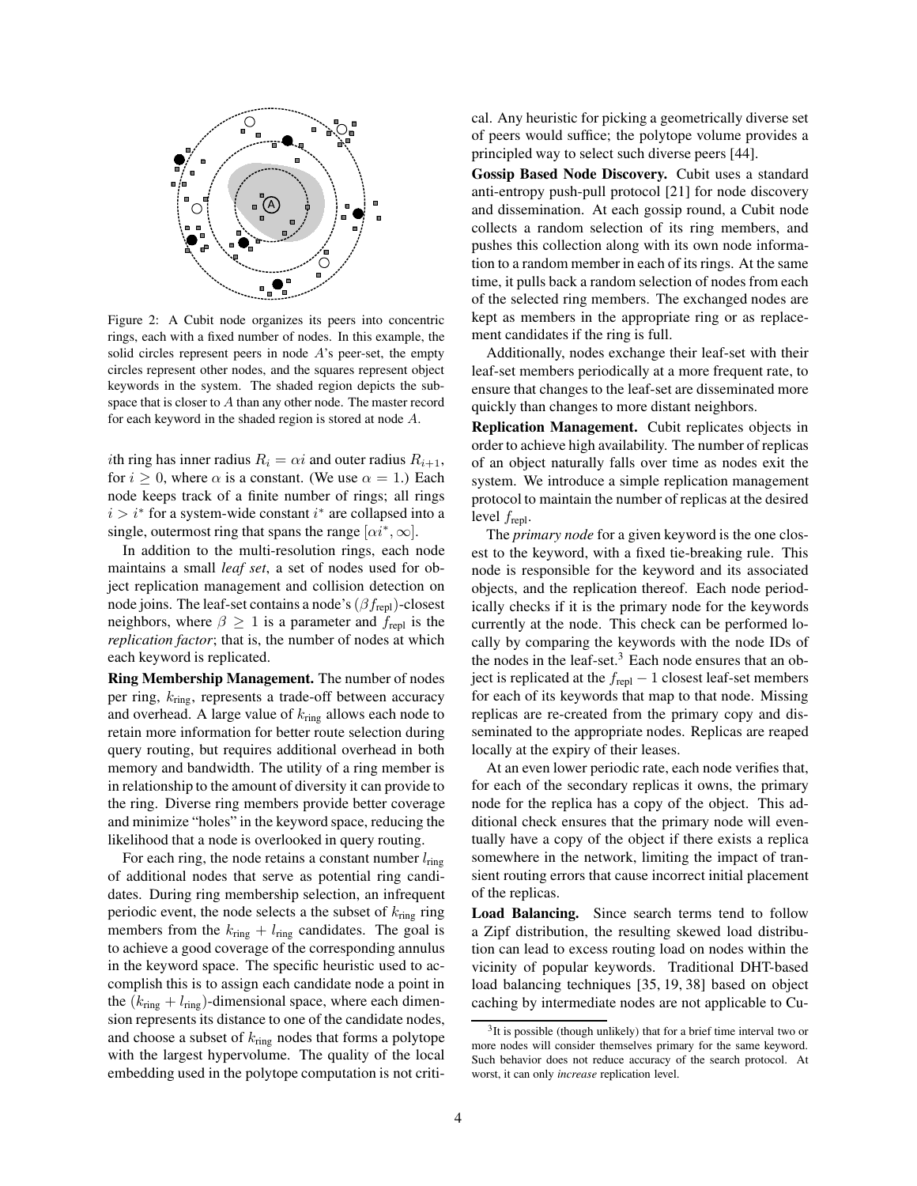Figure 2: A Cubit node organizes its peers into concentric rings, each with a fixed number of nodes. In this example, the solid circles represent peers in node $A$'s peer-set, the empty circles represent other nodes, and the squares represent object keywords in the system. The shaded region depicts the subspace that is closer to $A$ than any other node. The master record for each keyword in the shaded region is stored at node $A$.

$i$th ring has inner radius $R_i = \alpha i$ and outer radius $R_{i+1}$, for $i \geq 0$, where $\alpha$ is a constant. (We use $\alpha = 1$.) Each node keeps track of a finite number of rings; all rings $i > i^*$ for a system-wide constant $i^*$ are collapsed into a single, outermost ring that spans the range $[\alpha i^*, \infty]$.

In addition to the multi-resolution rings, each node maintains a small *leaf set*, a set of nodes used for object replication management and collision detection on node joins. The leaf-set contains a node's $(\beta f_{\text{repl}})$-closest neighbors, where $\beta \geq 1$ is a parameter and $f_{\text{repl}}$ is the *replication factor*; that is, the number of nodes at which each keyword is replicated.

**Ring Membership Management.** The number of nodes per ring, $k_{\text{ring}}$, represents a trade-off between accuracy and overhead. A large value of $k_{\text{ring}}$ allows each node to retain more information for better route selection during query routing, but requires additional overhead in both memory and bandwidth. The utility of a ring member is in relationship to the amount of diversity it can provide to the ring. Diverse ring members provide better coverage and minimize "holes" in the keyword space, reducing the likelihood that a node is overlooked in query routing.

For each ring, the node retains a constant number $l_{\text{ring}}$ of additional nodes that serve as potential ring candidates. During ring membership selection, an infrequent periodic event, the node selects a the subset of $k_{\text{ring}}$ ring members from the $k_{\text{ring}} + l_{\text{ring}}$ candidates. The goal is to achieve a good coverage of the corresponding annulus in the keyword space. The specific heuristic used to accomplish this is to assign each candidate node a point in the $(k_{\text{ring}} + l_{\text{ring}})$-dimensional space, where each dimension represents its distance to one of the candidate nodes, and choose a subset of $k_{\text{ring}}$ nodes that forms a polytope with the largest hypervolume. The quality of the local embedding used in the polytope computation is not critical. Any heuristic for picking a geometrically diverse set of peers would suffice; the polytope volume provides a principled way to select such diverse peers [44].

**Gossip Based Node Discovery.** Cubit uses a standard anti-entropy push-pull protocol [21] for node discovery and dissemination. At each gossip round, a Cubit node collects a random selection of its ring members, and pushes this collection along with its own node information to a random member in each of its rings. At the same time, it pulls back a random selection of nodes from each of the selected ring members. The exchanged nodes are kept as members in the appropriate ring or as replacement candidates if the ring is full.

Additionally, nodes exchange their leaf-set with their leaf-set members periodically at a more frequent rate, to ensure that changes to the leaf-set are disseminated more quickly than changes to more distant neighbors.

**Replication Management.** Cubit replicates objects in order to achieve high availability. The number of replicas of an object naturally falls over time as nodes exit the system. We introduce a simple replication management protocol to maintain the number of replicas at the desired level $f_{\text{repl}}$.

The *primary node* for a given keyword is the one closest to the keyword, with a fixed tie-breaking rule. This node is responsible for the keyword and its associated objects, and the replication thereof. Each node periodically checks if it is the primary node for the keywords currently at the node. This check can be performed locally by comparing the keywords with the node IDs of the nodes in the leaf-set.[3] Each node ensures that an object is replicated at the $f_{\text{repl}} - 1$ closest leaf-set members for each of its keywords that map to that node. Missing replicas are re-created from the primary copy and disseminated to the appropriate nodes. Replicas are reaped locally at the expiry of their leases.

At an even lower periodic rate, each node verifies that, for each of the secondary replicas it owns, the primary node for the replica has a copy of the object. This additional check ensures that the primary node will eventually have a copy of the object if there exists a replica somewhere in the network, limiting the impact of transient routing errors that cause incorrect initial placement of the replicas.

**Load Balancing.** Since search terms tend to follow a Zipf distribution, the resulting skewed load distribution can lead to excess routing load on nodes within the vicinity of popular keywords. Traditional DHT-based load balancing techniques [35, 19, 38] based on object caching by intermediate nodes are not applicable to Cu-

[3] It is possible (though unlikely) that for a brief time interval two or more nodes will consider themselves primary for the same keyword. Such behavior does not reduce accuracy of the search protocol. At worst, it can only *increase* replication level.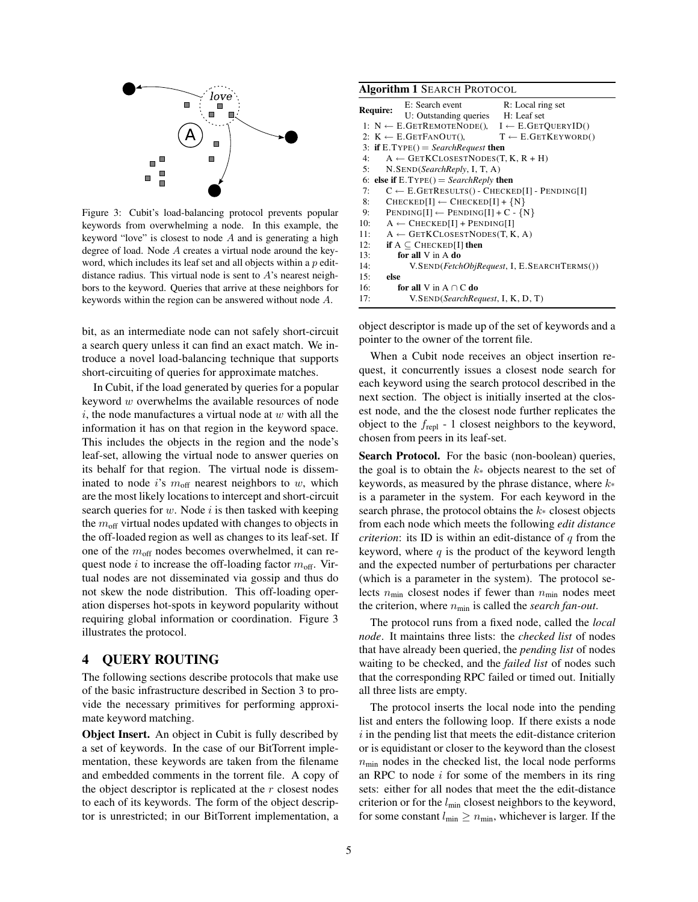Figure 3: Cubit's load-balancing protocol prevents popular keywords from overwhelming a node. In this example, the keyword "love" is closest to node $A$ and is generating a high degree of load. Node $A$ creates a virtual node around the keyword, which includes its leaf set and all objects within a $p$ edit-distance radius. This virtual node is sent to $A$'s nearest neighbors to the keyword. Queries that arrive at these neighbors for keywords within the region can be answered without node $A$.

bit, as an intermediate node can not safely short-circuit a search query unless it can find an exact match. We introduce a novel load-balancing technique that supports short-circuiting of queries for approximate matches.

In Cubit, if the load generated by queries for a popular keyword $w$ overwhelms the available resources of node $i$, the node manufactures a virtual node at $w$ with all the information it has on that region in the keyword space. This includes the objects in the region and the node's leaf-set, allowing the virtual node to answer queries on its behalf for that region. The virtual node is disseminated to node $i$'s $m_{\text{off}}$ nearest neighbors to $w$, which are the most likely locations to intercept and short-circuit search queries for $w$. Node $i$ is then tasked with keeping the $m_{\text{off}}$ virtual nodes updated with changes to objects in the off-loaded region as well as changes to its leaf-set. If one of the $m_{\text{off}}$ nodes becomes overwhelmed, it can request node $i$ to increase the off-loading factor $m_{\text{off}}$. Virtual nodes are not disseminated via gossip and thus do not skew the node distribution. This off-loading operation disperses hot-spots in keyword popularity without requiring global information or coordination. Figure 3 illustrates the protocol.

# 4 QUERY ROUTING

The following sections describe protocols that make use of the basic infrastructure described in Section 3 to provide the necessary primitives for performing approximate keyword matching.

**Object Insert.** An object in Cubit is fully described by a set of keywords. In the case of our BitTorrent implementation, these keywords are taken from the filename and embedded comments in the torrent file. A copy of the object descriptor is replicated at the $r$ closest nodes to each of its keywords. The form of the object descriptor is unrestricted; in our BitTorrent implementation, a object descriptor is made up of the set of keywords and a pointer to the owner of the torrent file.

**Algorithm 1** SEARCH PROTOCOL

```
Require: E: Search event            R: Local ring set
         U: Outstanding queries     H: Leaf set
 1: N ← E.GETREMOTENODE(),   I ← E.GETQUERYID()
 2: K ← E.GETFANOUT(),       T ← E.GETKEYWORD()
 3: if E.TYPE() = SearchRequest then
 4:    A ← GETKCLOSESTNODES(T, K, R + H)
 5:    N.SEND(SearchReply, I, T, A)
 6: else if E.TYPE() = SearchReply then
 7:    C ← E.GETRESULTS() - CHECKED[I] - PENDING[I]
 8:    CHECKED[I] ← CHECKED[I] + {N}
 9:    PENDING[I] ← PENDING[I] + C - {N}
10:    A ← CHECKED[I] + PENDING[I]
11:    A ← GETKCLOSESTNODES(T, K, A)
12:    if A ⊆ CHECKED[I] then
13:       for all V in A do
14:          V.SEND(FetchObjRequest, I, E.SEARCHTERMS())
15:    else
16:       for all V in A ∩ C do
17:          V.SEND(SearchRequest, I, K, D, T)
```

When a Cubit node receives an object insertion request, it concurrently issues a closest node search for each keyword using the search protocol described in the next section. The object is initially inserted at the closest node, and the the closest node further replicates the object to the $f_{\text{repl}}$ - 1 closest neighbors to the keyword, chosen from peers in its leaf-set.

**Search Protocol.** For the basic (non-boolean) queries, the goal is to obtain the $k_*$ objects nearest to the set of keywords, as measured by the phrase distance, where $k_*$ is a parameter in the system. For each keyword in the search phrase, the protocol obtains the $k_*$ closest objects from each node which meets the following *edit distance criterion*: its ID is within an edit-distance of $q$ from the keyword, where $q$ is the product of the keyword length and the expected number of perturbations per character (which is a parameter in the system). The protocol selects $n_{\min}$ closest nodes if fewer than $n_{\min}$ nodes meet the criterion, where $n_{\min}$ is called the *search fan-out*.

The protocol runs from a fixed node, called the *local node*. It maintains three lists: the *checked list* of nodes that have already been queried, the *pending list* of nodes waiting to be checked, and the *failed list* of nodes such that the corresponding RPC failed or timed out. Initially all three lists are empty.

The protocol inserts the local node into the pending list and enters the following loop. If there exists a node $i$ in the pending list that meets the edit-distance criterion or is equidistant or closer to the keyword than the closest $n_{\min}$ nodes in the checked list, the local node performs an RPC to node $i$ for some of the members in its ring sets: either for all nodes that meet the the edit-distance criterion or for the $l_{\min}$ closest neighbors to the keyword, for some constant $l_{\min} \geq n_{\min}$, whichever is larger. If the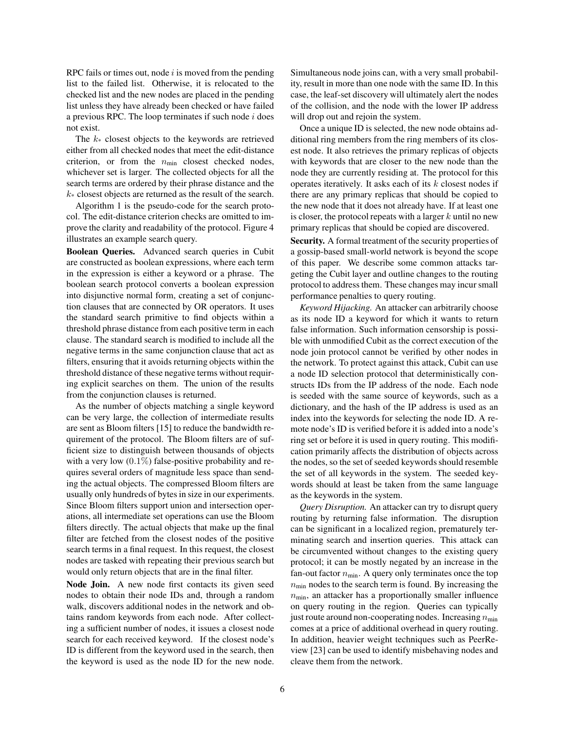RPC fails or times out, node $i$ is moved from the pending list to the failed list. Otherwise, it is relocated to the checked list and the new nodes are placed in the pending list unless they have already been checked or have failed a previous RPC. The loop terminates if such node $i$ does not exist.

The $k_*$ closest objects to the keywords are retrieved either from all checked nodes that meet the edit-distance criterion, or from the $n_{\min}$ closest checked nodes, whichever set is larger. The collected objects for all the search terms are ordered by their phrase distance and the $k_*$ closest objects are returned as the result of the search.

Algorithm 1 is the pseudo-code for the search protocol. The edit-distance criterion checks are omitted to improve the clarity and readability of the protocol. Figure 4 illustrates an example search query.

**Boolean Queries.** Advanced search queries in Cubit are constructed as boolean expressions, where each term in the expression is either a keyword or a phrase. The boolean search protocol converts a boolean expression into disjunctive normal form, creating a set of conjunction clauses that are connected by OR operators. It uses the standard search primitive to find objects within a threshold phrase distance from each positive term in each clause. The standard search is modified to include all the negative terms in the same conjunction clause that act as filters, ensuring that it avoids returning objects within the threshold distance of these negative terms without requiring explicit searches on them. The union of the results from the conjunction clauses is returned.

As the number of objects matching a single keyword can be very large, the collection of intermediate results are sent as Bloom filters [15] to reduce the bandwidth requirement of the protocol. The Bloom filters are of sufficient size to distinguish between thousands of objects with a very low ($0.1\%$) false-positive probability and requires several orders of magnitude less space than sending the actual objects. The compressed Bloom filters are usually only hundreds of bytes in size in our experiments. Since Bloom filters support union and intersection operations, all intermediate set operations can use the Bloom filters directly. The actual objects that make up the final filter are fetched from the closest nodes of the positive search terms in a final request. In this request, the closest nodes are tasked with repeating their previous search but would only return objects that are in the final filter.

**Node Join.** A new node first contacts its given seed nodes to obtain their node IDs and, through a random walk, discovers additional nodes in the network and obtains random keywords from each node. After collecting a sufficient number of nodes, it issues a closest node search for each received keyword. If the closest node's ID is different from the keyword used in the search, then the keyword is used as the node ID for the new node. Simultaneous node joins can, with a very small probability, result in more than one node with the same ID. In this case, the leaf-set discovery will ultimately alert the nodes of the collision, and the node with the lower IP address will drop out and rejoin the system.

Once a unique ID is selected, the new node obtains additional ring members from the ring members of its closest node. It also retrieves the primary replicas of objects with keywords that are closer to the new node than the node they are currently residing at. The protocol for this operates iteratively. It asks each of its $k$ closest nodes if there are any primary replicas that should be copied to the new node that it does not already have. If at least one is closer, the protocol repeats with a larger $k$ until no new primary replicas that should be copied are discovered.

**Security.** A formal treatment of the security properties of a gossip-based small-world network is beyond the scope of this paper. We describe some common attacks targeting the Cubit layer and outline changes to the routing protocol to address them. These changes may incur small performance penalties to query routing.

*Keyword Hijacking.* An attacker can arbitrarily choose as its node ID a keyword for which it wants to return false information. Such information censorship is possible with unmodified Cubit as the correct execution of the node join protocol cannot be verified by other nodes in the network. To protect against this attack, Cubit can use a node ID selection protocol that deterministically constructs IDs from the IP address of the node. Each node is seeded with the same source of keywords, such as a dictionary, and the hash of the IP address is used as an index into the keywords for selecting the node ID. A remote node's ID is verified before it is added into a node's ring set or before it is used in query routing. This modification primarily affects the distribution of objects across the nodes, so the set of seeded keywords should resemble the set of all keywords in the system. The seeded keywords should at least be taken from the same language as the keywords in the system.

*Query Disruption.* An attacker can try to disrupt query routing by returning false information. The disruption can be significant in a localized region, prematurely terminating search and insertion queries. This attack can be circumvented without changes to the existing query protocol; it can be mostly negated by an increase in the fan-out factor $n_{\min}$. A query only terminates once the top $n_{\min}$ nodes to the search term is found. By increasing the $n_{\min}$, an attacker has a proportionally smaller influence on query routing in the region. Queries can typically just route around non-cooperating nodes. Increasing $n_{\min}$ comes at a price of additional overhead in query routing. In addition, heavier weight techniques such as PeerReview [23] can be used to identify misbehaving nodes and cleave them from the network.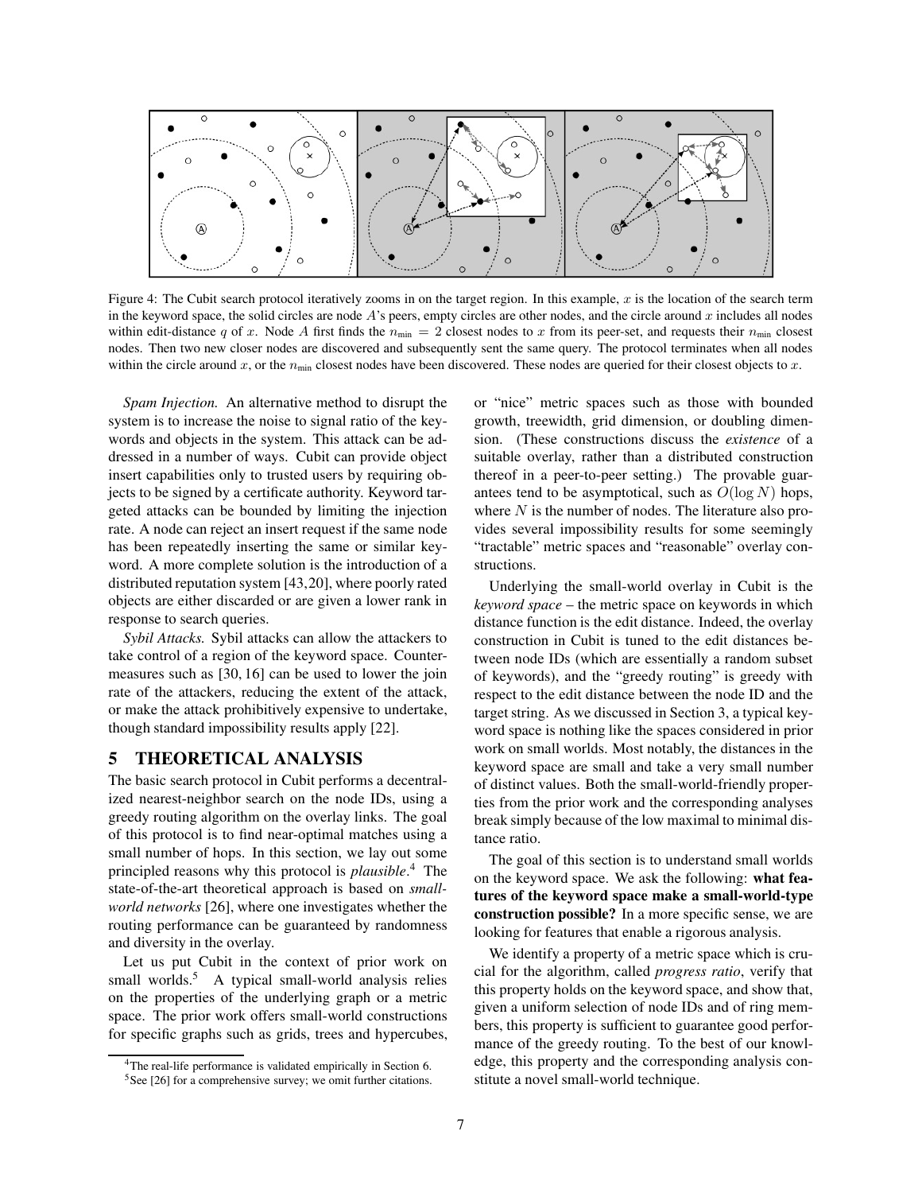Figure 4: The Cubit search protocol iteratively zooms in on the target region. In this example, $x$ is the location of the search term in the keyword space, the solid circles are node $A$'s peers, empty circles are other nodes, and the circle around $x$ includes all nodes within edit-distance $q$ of $x$. Node $A$ first finds the $n_{\min} = 2$ closest nodes to $x$ from its peer-set, and requests their $n_{\min}$ closest nodes. Then two new closer nodes are discovered and subsequently sent the same query. The protocol terminates when all nodes within the circle around $x$, or the $n_{\min}$ closest nodes have been discovered. These nodes are queried for their closest objects to $x$.

*Spam Injection.* An alternative method to disrupt the system is to increase the noise to signal ratio of the keywords and objects in the system. This attack can be addressed in a number of ways. Cubit can provide object insert capabilities only to trusted users by requiring objects to be signed by a certificate authority. Keyword targeted attacks can be bounded by limiting the injection rate. A node can reject an insert request if the same node has been repeatedly inserting the same or similar keyword. A more complete solution is the introduction of a distributed reputation system [43,20], where poorly rated objects are either discarded or are given a lower rank in response to search queries.

*Sybil Attacks.* Sybil attacks can allow the attackers to take control of a region of the keyword space. Countermeasures such as [30, 16] can be used to lower the join rate of the attackers, reducing the extent of the attack, or make the attack prohibitively expensive to undertake, though standard impossibility results apply [22].

# 5 THEORETICAL ANALYSIS

The basic search protocol in Cubit performs a decentralized nearest-neighbor search on the node IDs, using a greedy routing algorithm on the overlay links. The goal of this protocol is to find near-optimal matches using a small number of hops. In this section, we lay out some principled reasons why this protocol is *plausible*.[4] The state-of-the-art theoretical approach is based on *small-world networks* [26], where one investigates whether the routing performance can be guaranteed by randomness and diversity in the overlay.

Let us put Cubit in the context of prior work on small worlds.[5] A typical small-world analysis relies on the properties of the underlying graph or a metric space. The prior work offers small-world constructions for specific graphs such as grids, trees and hypercubes, or "nice" metric spaces such as those with bounded growth, treewidth, grid dimension, or doubling dimension. (These constructions discuss the *existence* of a suitable overlay, rather than a distributed construction thereof in a peer-to-peer setting.) The provable guarantees tend to be asymptotical, such as $O(\log N)$ hops, where $N$ is the number of nodes. The literature also provides several impossibility results for some seemingly "tractable" metric spaces and "reasonable" overlay constructions.

Underlying the small-world overlay in Cubit is the *keyword space* – the metric space on keywords in which distance function is the edit distance. Indeed, the overlay construction in Cubit is tuned to the edit distances between node IDs (which are essentially a random subset of keywords), and the "greedy routing" is greedy with respect to the edit distance between the node ID and the target string. As we discussed in Section 3, a typical keyword space is nothing like the spaces considered in prior work on small worlds. Most notably, the distances in the keyword space are small and take a very small number of distinct values. Both the small-world-friendly properties from the prior work and the corresponding analyses break simply because of the low maximal to minimal distance ratio.

The goal of this section is to understand small worlds on the keyword space. We ask the following: **what features of the keyword space make a small-world-type construction possible?** In a more specific sense, we are looking for features that enable a rigorous analysis.

We identify a property of a metric space which is crucial for the algorithm, called *progress ratio*, verify that this property holds on the keyword space, and show that, given a uniform selection of node IDs and of ring members, this property is sufficient to guarantee good performance of the greedy routing. To the best of our knowledge, this property and the corresponding analysis constitute a novel small-world technique.

[4] The real-life performance is validated empirically in Section 6.

[5] See [26] for a comprehensive survey; we omit further citations.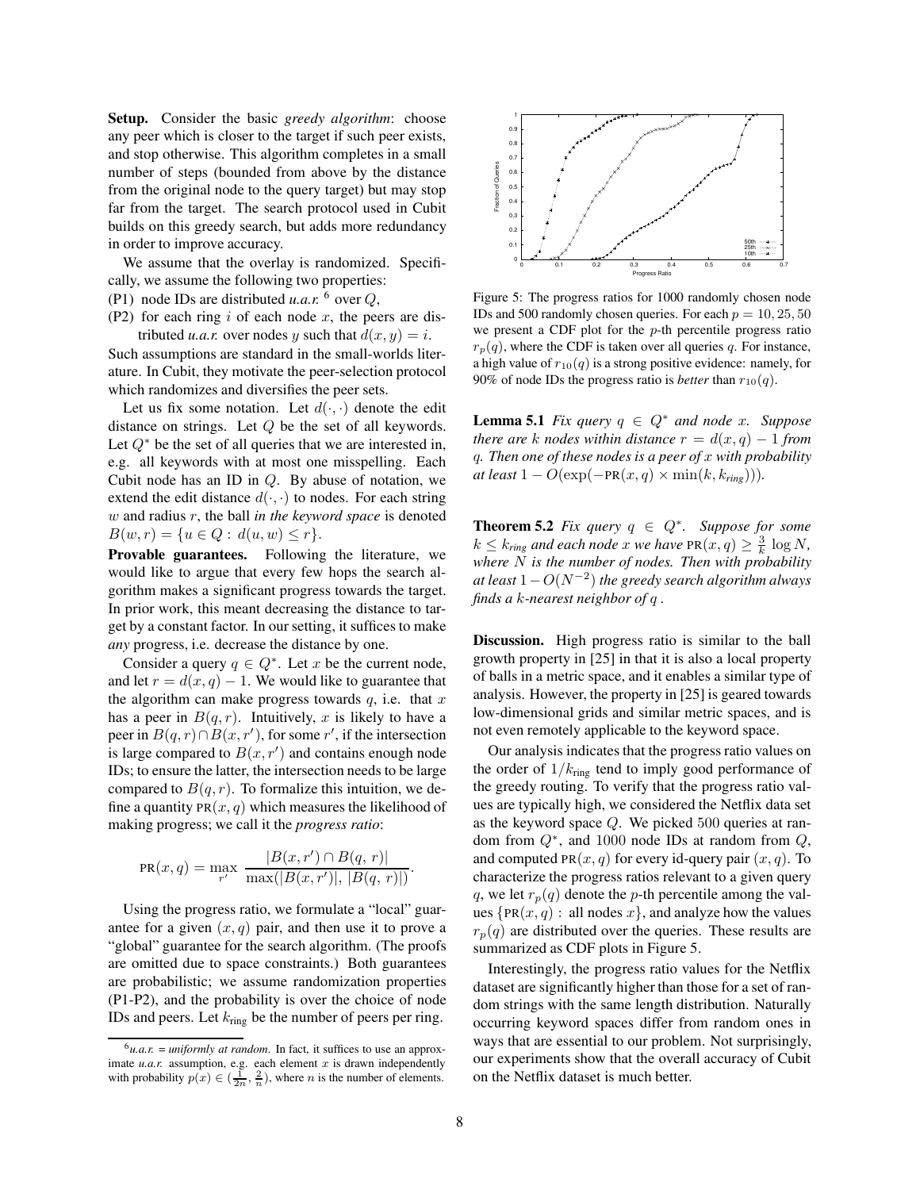**Setup.** Consider the basic *greedy algorithm*: choose any peer which is closer to the target if such peer exists, and stop otherwise. This algorithm completes in a small number of steps (bounded from above by the distance from the original node to the query target) but may stop far from the target. The search protocol used in Cubit builds on this greedy search, but adds more redundancy in order to improve accuracy.

We assume that the overlay is randomized. Specifically, we assume the following two properties:

(P1) node IDs are distributed *u.a.r.* [6] over $Q$,

(P2) for each ring $i$ of each node $x$, the peers are distributed *u.a.r.* over nodes $y$ such that $d(x, y) = i$.

Such assumptions are standard in the small-worlds literature. In Cubit, they motivate the peer-selection protocol which randomizes and diversifies the peer sets.

Let us fix some notation. Let $d(\cdot, \cdot)$ denote the edit distance on strings. Let $Q$ be the set of all keywords. Let $Q^*$ be the set of all queries that we are interested in, e.g. all keywords with at most one misspelling. Each Cubit node has an ID in $Q$. By abuse of notation, we extend the edit distance $d(\cdot, \cdot)$ to nodes. For each string $w$ and radius $r$, the ball *in the keyword space* is denoted $B(w, r) = \{u \in Q : d(u, w) \le r\}$.

**Provable guarantees.** Following the literature, we would like to argue that every few hops the search algorithm makes a significant progress towards the target. In prior work, this meant decreasing the distance to target by a constant factor. In our setting, it suffices to make *any* progress, i.e. decrease the distance by one.

Consider a query $q \in Q^*$. Let $x$ be the current node, and let $r = d(x, q) - 1$. We would like to guarantee that the algorithm can make progress towards $q$, i.e. that $x$ has a peer in $B(q, r)$. Intuitively, $x$ is likely to have a peer in $B(q, r) \cap B(x, r')$, for some $r'$, if the intersection is large compared to $B(x, r')$ and contains enough node IDs; to ensure the latter, the intersection needs to be large compared to $B(q, r)$. To formalize this intuition, we define a quantity $\text{PR}(x, q)$ which measures the likelihood of making progress; we call it the *progress ratio*:

$$\text{PR}(x, q) = \max_{r'} \frac{|B(x, r') \cap B(q, r)|}{\max(|B(x, r')|, |B(q, r)|)}.$$

Using the progress ratio, we formulate a "local" guarantee for a given $(x, q)$ pair, and then use it to prove a "global" guarantee for the search algorithm. (The proofs are omitted due to space constraints.) Both guarantees are probabilistic; we assume randomization properties (P1-P2), and the probability is over the choice of node IDs and peers. Let $k_{\text{ring}}$ be the number of peers per ring.

[6] *u.a.r. = uniformly at random*. In fact, it suffices to use an approximate *u.a.r.* assumption, e.g. each element $x$ is drawn independently with probability $p(x) \in (\frac{1}{2n}, \frac{2}{n})$, where $n$ is the number of elements.

Figure 5: The progress ratios for 1000 randomly chosen node IDs and 500 randomly chosen queries. For each $p = 10, 25, 50$ we present a CDF plot for the $p$-th percentile progress ratio $r_p(q)$, where the CDF is taken over all queries $q$. For instance, a high value of $r_{10}(q)$ is a strong positive evidence: namely, for 90% of node IDs the progress ratio is *better* than $r_{10}(q)$.

**Lemma 5.1** *Fix query $q \in Q^*$ and node $x$. Suppose there are $k$ nodes within distance $r = d(x, q) - 1$ from $q$. Then one of these nodes is a peer of $x$ with probability at least $1 - O(\exp(-\text{PR}(x, q) \times \min(k, k_{ring})))$.*

**Theorem 5.2** *Fix query $q \in Q^*$. Suppose for some $k \le k_{ring}$ and each node $x$ we have $\text{PR}(x, q) \ge \frac{3}{k} \log N$, where $N$ is the number of nodes. Then with probability at least $1 - O(N^{-2})$ the greedy search algorithm always finds a $k$-nearest neighbor of $q$.*

**Discussion.** High progress ratio is similar to the ball growth property in [25] in that it is also a local property of balls in a metric space, and it enables a similar type of analysis. However, the property in [25] is geared towards low-dimensional grids and similar metric spaces, and is not even remotely applicable to the keyword space.

Our analysis indicates that the progress ratio values on the order of $1/k_{\text{ring}}$ tend to imply good performance of the greedy routing. To verify that the progress ratio values are typically high, we considered the Netflix data set as the keyword space $Q$. We picked 500 queries at random from $Q^*$, and 1000 node IDs at random from $Q$, and computed $\text{PR}(x, q)$ for every id-query pair $(x, q)$. To characterize the progress ratios relevant to a given query $q$, we let $r_p(q)$ denote the $p$-th percentile among the values $\{\text{PR}(x, q) : \text{all nodes } x\}$, and analyze how the values $r_p(q)$ are distributed over the queries. These results are summarized as CDF plots in Figure 5.

Interestingly, the progress ratio values for the Netflix dataset are significantly higher than those for a set of random strings with the same length distribution. Naturally occurring keyword spaces differ from random ones in ways that are essential to our problem. Not surprisingly, our experiments show that the overall accuracy of Cubit on the Netflix dataset is much better.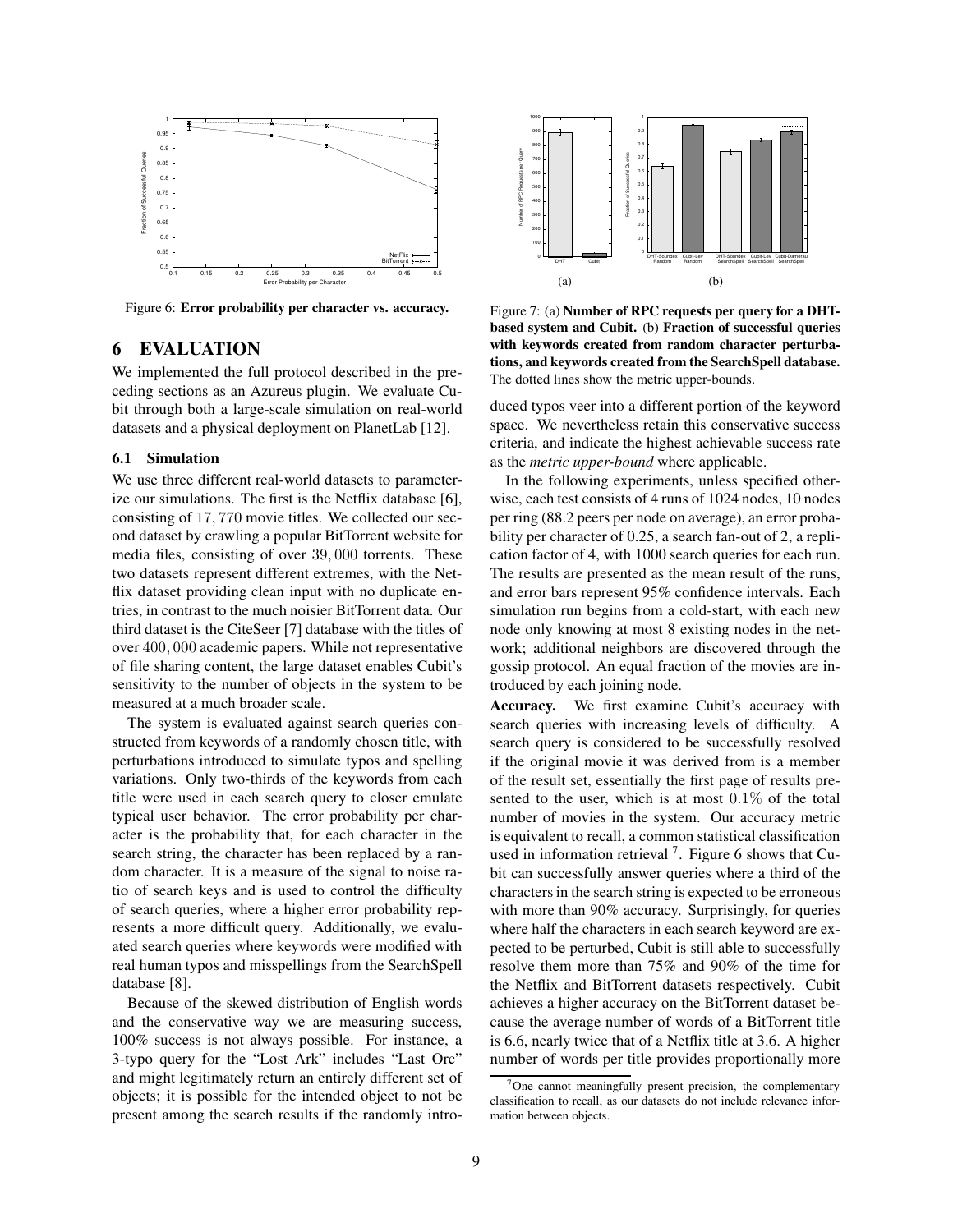Figure 6: **Error probability per character vs. accuracy.**

Figure 7: (a) **Number of RPC requests per query for a DHT-based system and Cubit.** (b) **Fraction of successful queries with keywords created from random character perturbations, and keywords created from the SearchSpell database.** The dotted lines show the metric upper-bounds.

## 6 EVALUATION

We implemented the full protocol described in the preceding sections as an Azureus plugin. We evaluate Cubit through both a large-scale simulation on real-world datasets and a physical deployment on PlanetLab [12].

### 6.1 Simulation

We use three different real-world datasets to parameterize our simulations. The first is the Netflix database [6], consisting of $17,770$ movie titles. We collected our second dataset by crawling a popular BitTorrent website for media files, consisting of over $39,000$ torrents. These two datasets represent different extremes, with the Netflix dataset providing clean input with no duplicate entries, in contrast to the much noisier BitTorrent data. Our third dataset is the CiteSeer [7] database with the titles of over $400,000$ academic papers. While not representative of file sharing content, the large dataset enables Cubit's sensitivity to the number of objects in the system to be measured at a much broader scale.

The system is evaluated against search queries constructed from keywords of a randomly chosen title, with perturbations introduced to simulate typos and spelling variations. Only two-thirds of the keywords from each title were used in each search query to closer emulate typical user behavior. The error probability per character is the probability that, for each character in the search string, the character has been replaced by a random character. It is a measure of the signal to noise ratio of search keys and is used to control the difficulty of search queries, where a higher error probability represents a more difficult query. Additionally, we evaluated search queries where keywords were modified with real human typos and misspellings from the SearchSpell database [8].

Because of the skewed distribution of English words and the conservative way we are measuring success, 100% success is not always possible. For instance, a 3-typo query for the "Lost Ark" includes "Last Orc" and might legitimately return an entirely different set of objects; it is possible for the intended object to not be present among the search results if the randomly introduced typos veer into a different portion of the keyword space. We nevertheless retain this conservative success criteria, and indicate the highest achievable success rate as the *metric upper-bound* where applicable.

In the following experiments, unless specified otherwise, each test consists of 4 runs of 1024 nodes, 10 nodes per ring (88.2 peers per node on average), an error probability per character of $0.25$, a search fan-out of 2, a replication factor of 4, with 1000 search queries for each run. The results are presented as the mean result of the runs, and error bars represent 95% confidence intervals. Each simulation run begins from a cold-start, with each new node only knowing at most 8 existing nodes in the network; additional neighbors are discovered through the gossip protocol. An equal fraction of the movies are introduced by each joining node.

**Accuracy.** We first examine Cubit's accuracy with search queries with increasing levels of difficulty. A search query is considered to be successfully resolved if the original movie it was derived from is a member of the result set, essentially the first page of results presented to the user, which is at most $0.1\%$ of the total number of movies in the system. Our accuracy metric is equivalent to recall, a common statistical classification used in information retrieval [7]. Figure 6 shows that Cubit can successfully answer queries where a third of the characters in the search string is expected to be erroneous with more than 90% accuracy. Surprisingly, for queries where half the characters in each search keyword are expected to be perturbed, Cubit is still able to successfully resolve them more than 75% and 90% of the time for the Netflix and BitTorrent datasets respectively. Cubit achieves a higher accuracy on the BitTorrent dataset because the average number of words of a BitTorrent title is 6.6, nearly twice that of a Netflix title at 3.6. A higher number of words per title provides proportionally more

[7] One cannot meaningfully present precision, the complementary classification to recall, as our datasets do not include relevance information between objects.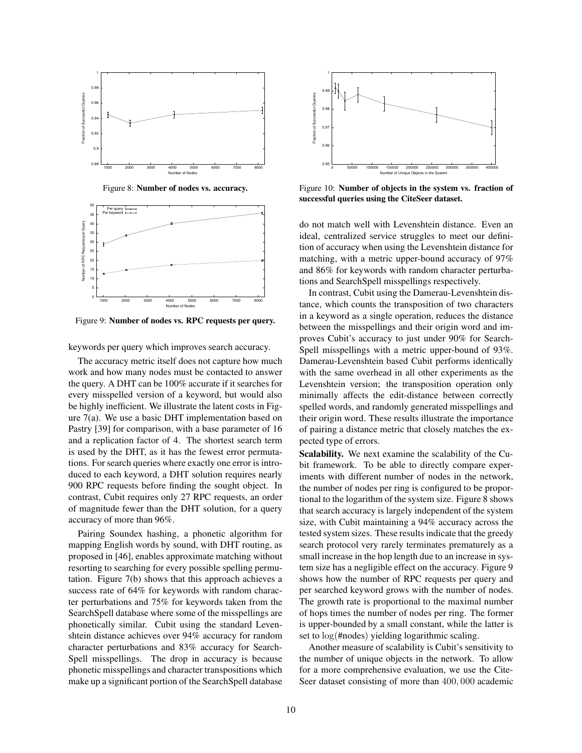Figure 8: **Number of nodes vs. accuracy.**

Figure 9: **Number of nodes vs. RPC requests per query.**

keywords per query which improves search accuracy.

The accuracy metric itself does not capture how much work and how many nodes must be contacted to answer the query. A DHT can be 100% accurate if it searches for every misspelled version of a keyword, but would also be highly inefficient. We illustrate the latent costs in Figure 7(a). We use a basic DHT implementation based on Pastry [39] for comparison, with a base parameter of 16 and a replication factor of 4. The shortest search term is used by the DHT, as it has the fewest error permutations. For search queries where exactly one error is introduced to each keyword, a DHT solution requires nearly 900 RPC requests before finding the sought object. In contrast, Cubit requires only 27 RPC requests, an order of magnitude fewer than the DHT solution, for a query accuracy of more than 96%.

Pairing Soundex hashing, a phonetic algorithm for mapping English words by sound, with DHT routing, as proposed in [46], enables approximate matching without resorting to searching for every possible spelling permutation. Figure 7(b) shows that this approach achieves a success rate of 64% for keywords with random character perturbations and 75% for keywords taken from the SearchSpell database where some of the misspellings are phonetically similar. Cubit using the standard Levenshtein distance achieves over 94% accuracy for random character perturbations and 83% accuracy for SearchSpell misspellings. The drop in accuracy is because phonetic misspellings and character transpositions which make up a significant portion of the SearchSpell database do not match well with Levenshtein distance. Even an ideal, centralized service struggles to meet our definition of accuracy when using the Levenshtein distance for matching, with a metric upper-bound accuracy of 97% and 86% for keywords with random character perturbations and SearchSpell misspellings respectively.

Figure 10: **Number of objects in the system vs. fraction of successful queries using the CiteSeer dataset.**

In contrast, Cubit using the Damerau-Levenshtein distance, which counts the transposition of two characters in a keyword as a single operation, reduces the distance between the misspellings and their origin word and improves Cubit's accuracy to just under 90% for SearchSpell misspellings with a metric upper-bound of 93%. Damerau-Levenshtein based Cubit performs identically with the same overhead in all other experiments as the Levenshtein version; the transposition operation only minimally affects the edit-distance between correctly spelled words, and randomly generated misspellings and their origin word. These results illustrate the importance of pairing a distance metric that closely matches the expected type of errors.

**Scalability.** We next examine the scalability of the Cubit framework. To be able to directly compare experiments with different number of nodes in the network, the number of nodes per ring is configured to be proportional to the logarithm of the system size. Figure 8 shows that search accuracy is largely independent of the system size, with Cubit maintaining a 94% accuracy across the tested system sizes. These results indicate that the greedy search protocol very rarely terminates prematurely as a small increase in the hop length due to an increase in system size has a negligible effect on the accuracy. Figure 9 shows how the number of RPC requests per query and per searched keyword grows with the number of nodes. The growth rate is proportional to the maximal number of hops times the number of nodes per ring. The former is upper-bounded by a small constant, while the latter is set to $\log(\#\text{nodes})$ yielding logarithmic scaling.

Another measure of scalability is Cubit's sensitivity to the number of unique objects in the network. To allow for a more comprehensive evaluation, we use the CiteSeer dataset consisting of more than $400,000$ academic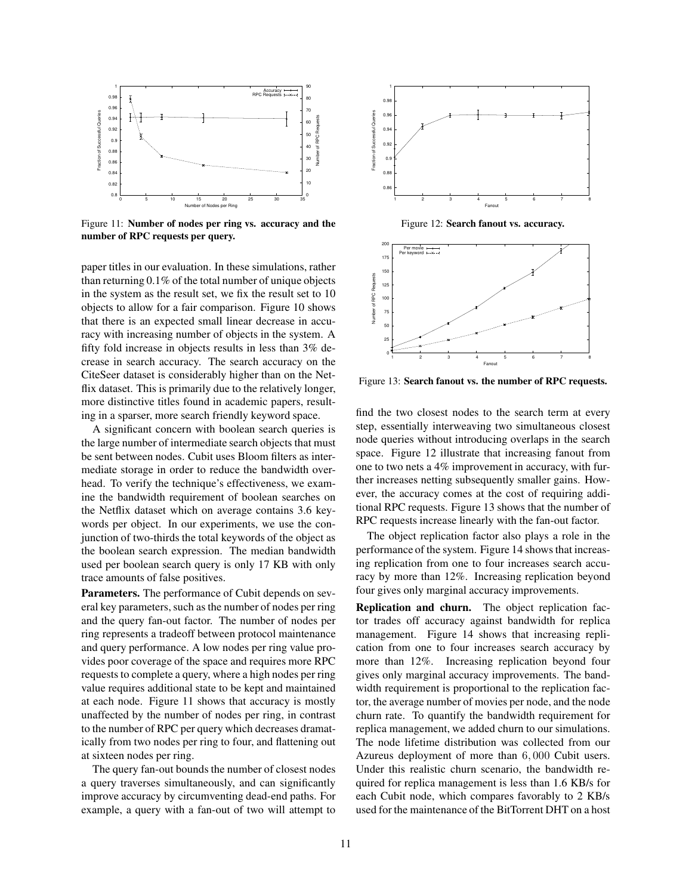Figure 11: **Number of nodes per ring vs. accuracy and the number of RPC requests per query.**

Figure 12: **Search fanout vs. accuracy.**

Figure 13: **Search fanout vs. the number of RPC requests.**

paper titles in our evaluation. In these simulations, rather than returning 0.1% of the total number of unique objects in the system as the result set, we fix the result set to 10 objects to allow for a fair comparison. Figure 10 shows that there is an expected small linear decrease in accuracy with increasing number of objects in the system. A fifty fold increase in objects results in less than 3% decrease in search accuracy. The search accuracy on the CiteSeer dataset is considerably higher than on the Netflix dataset. This is primarily due to the relatively longer, more distinctive titles found in academic papers, resulting in a sparser, more search friendly keyword space.

A significant concern with boolean search queries is the large number of intermediate search objects that must be sent between nodes. Cubit uses Bloom filters as intermediate storage in order to reduce the bandwidth overhead. To verify the technique's effectiveness, we examine the bandwidth requirement of boolean searches on the Netflix dataset which on average contains 3.6 keywords per object. In our experiments, we use the conjunction of two-thirds the total keywords of the object as the boolean search expression. The median bandwidth used per boolean search query is only 17 KB with only trace amounts of false positives.

**Parameters.** The performance of Cubit depends on several key parameters, such as the number of nodes per ring and the query fan-out factor. The number of nodes per ring represents a tradeoff between protocol maintenance and query performance. A low nodes per ring value provides poor coverage of the space and requires more RPC requests to complete a query, where a high nodes per ring value requires additional state to be kept and maintained at each node. Figure 11 shows that accuracy is mostly unaffected by the number of nodes per ring, in contrast to the number of RPC per query which decreases dramatically from two nodes per ring to four, and flattening out at sixteen nodes per ring.

The query fan-out bounds the number of closest nodes a query traverses simultaneously, and can significantly improve accuracy by circumventing dead-end paths. For example, a query with a fan-out of two will attempt to find the two closest nodes to the search term at every step, essentially interweaving two simultaneous closest node queries without introducing overlaps in the search space. Figure 12 illustrate that increasing fanout from one to two nets a 4% improvement in accuracy, with further increases netting subsequently smaller gains. However, the accuracy comes at the cost of requiring additional RPC requests. Figure 13 shows that the number of RPC requests increase linearly with the fan-out factor.

The object replication factor also plays a role in the performance of the system. Figure 14 shows that increasing replication from one to four increases search accuracy by more than 12%. Increasing replication beyond four gives only marginal accuracy improvements.

**Replication and churn.** The object replication factor trades off accuracy against bandwidth for replica management. Figure 14 shows that increasing replication from one to four increases search accuracy by more than 12%. Increasing replication beyond four gives only marginal accuracy improvements. The bandwidth requirement is proportional to the replication factor, the average number of movies per node, and the node churn rate. To quantify the bandwidth requirement for replica management, we added churn to our simulations. The node lifetime distribution was collected from our Azureus deployment of more than 6,000 Cubit users. Under this realistic churn scenario, the bandwidth required for replica management is less than 1.6 KB/s for each Cubit node, which compares favorably to 2 KB/s used for the maintenance of the BitTorrent DHT on a host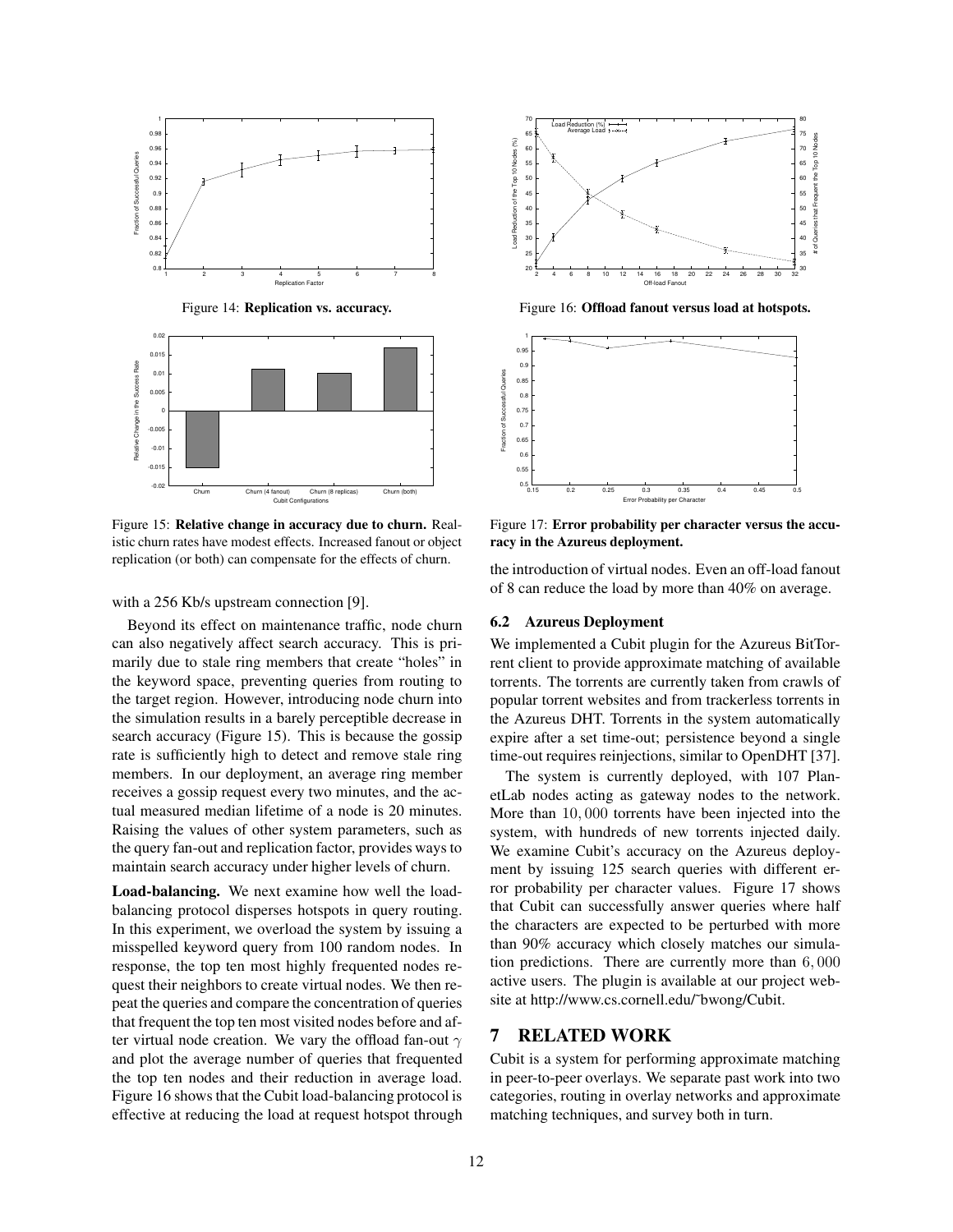Figure 14: **Replication vs. accuracy.**

Figure 15: **Relative change in accuracy due to churn.** Realistic churn rates have modest effects. Increased fanout or object replication (or both) can compensate for the effects of churn.

Figure 16: **Offload fanout versus load at hotspots.**

Figure 17: **Error probability per character versus the accuracy in the Azureus deployment.**

with a 256 Kb/s upstream connection [9].

Beyond its effect on maintenance traffic, node churn can also negatively affect search accuracy. This is primarily due to stale ring members that create "holes" in the keyword space, preventing queries from routing to the target region. However, introducing node churn into the simulation results in a barely perceptible decrease in search accuracy (Figure 15). This is because the gossip rate is sufficiently high to detect and remove stale ring members. In our deployment, an average ring member receives a gossip request every two minutes, and the actual measured median lifetime of a node is 20 minutes. Raising the values of other system parameters, such as the query fan-out and replication factor, provides ways to maintain search accuracy under higher levels of churn.

**Load-balancing.** We next examine how well the load-balancing protocol disperses hotspots in query routing. In this experiment, we overload the system by issuing a misspelled keyword query from 100 random nodes. In response, the top ten most highly frequented nodes request their neighbors to create virtual nodes. We then repeat the queries and compare the concentration of queries that frequent the top ten most visited nodes before and after virtual node creation. We vary the offload fan-out $\gamma$ and plot the average number of queries that frequented the top ten nodes and their reduction in average load. Figure 16 shows that the Cubit load-balancing protocol is effective at reducing the load at request hotspot through the introduction of virtual nodes. Even an off-load fanout of 8 can reduce the load by more than 40% on average.

### 6.2 Azureus Deployment

We implemented a Cubit plugin for the Azureus BitTorrent client to provide approximate matching of available torrents. The torrents are currently taken from crawls of popular torrent websites and from trackerless torrents in the Azureus DHT. Torrents in the system automatically expire after a set time-out; persistence beyond a single time-out requires reinjections, similar to OpenDHT [37].

The system is currently deployed, with 107 PlanetLab nodes acting as gateway nodes to the network. More than $10,000$ torrents have been injected into the system, with hundreds of new torrents injected daily. We examine Cubit's accuracy on the Azureus deployment by issuing 125 search queries with different error probability per character values. Figure 17 shows that Cubit can successfully answer queries where half the characters are expected to be perturbed with more than 90% accuracy which closely matches our simulation predictions. There are currently more than $6,000$ active users. The plugin is available at our project website at http://www.cs.cornell.edu/~bwong/Cubit.

## 7 RELATED WORK

Cubit is a system for performing approximate matching in peer-to-peer overlays. We separate past work into two categories, routing in overlay networks and approximate matching techniques, and survey both in turn.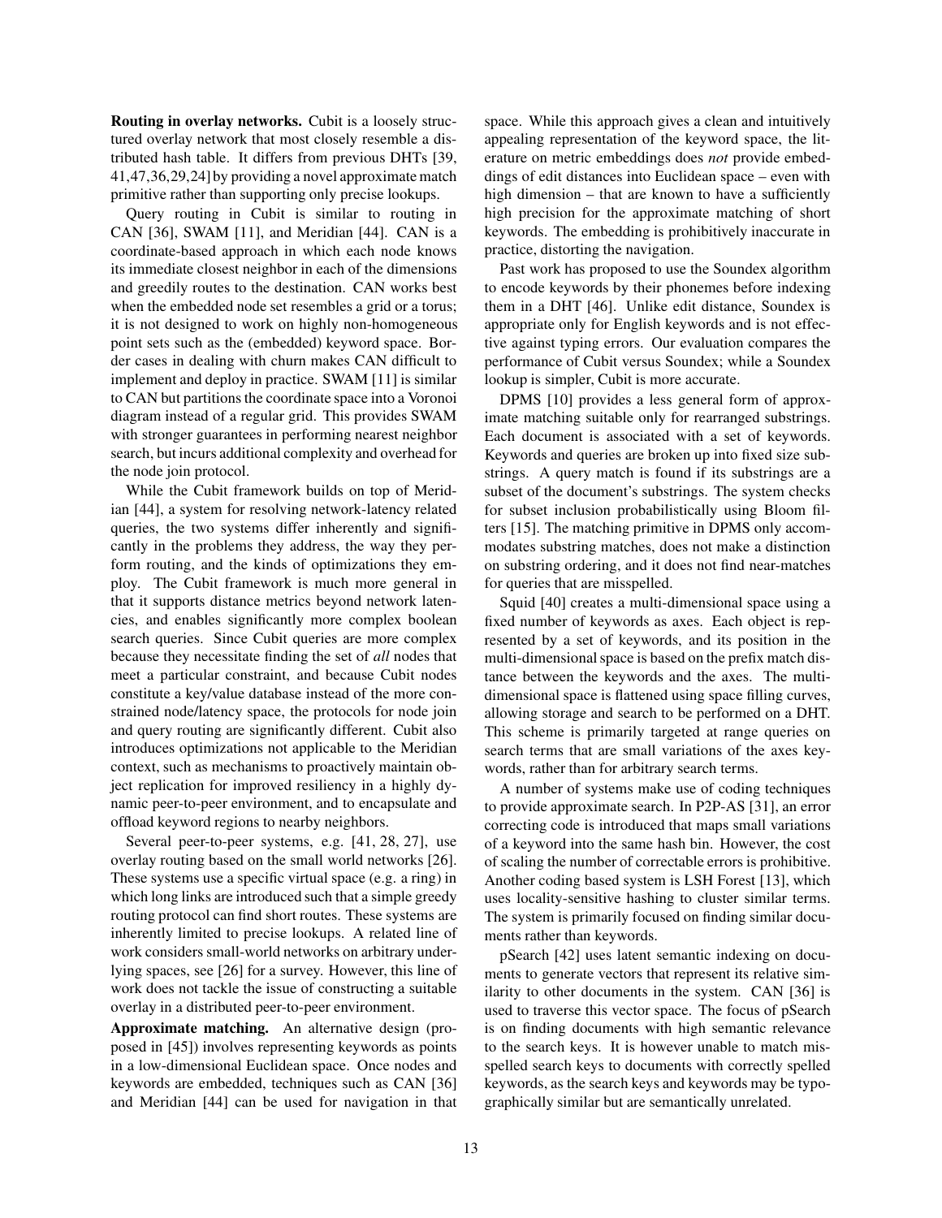**Routing in overlay networks.** Cubit is a loosely structured overlay network that most closely resemble a distributed hash table. It differs from previous DHTs [39, 41,47,36,29,24] by providing a novel approximate match primitive rather than supporting only precise lookups.

Query routing in Cubit is similar to routing in CAN [36], SWAM [11], and Meridian [44]. CAN is a coordinate-based approach in which each node knows its immediate closest neighbor in each of the dimensions and greedily routes to the destination. CAN works best when the embedded node set resembles a grid or a torus; it is not designed to work on highly non-homogeneous point sets such as the (embedded) keyword space. Border cases in dealing with churn makes CAN difficult to implement and deploy in practice. SWAM [11] is similar to CAN but partitions the coordinate space into a Voronoi diagram instead of a regular grid. This provides SWAM with stronger guarantees in performing nearest neighbor search, but incurs additional complexity and overhead for the node join protocol.

While the Cubit framework builds on top of Meridian [44], a system for resolving network-latency related queries, the two systems differ inherently and significantly in the problems they address, the way they perform routing, and the kinds of optimizations they employ. The Cubit framework is much more general in that it supports distance metrics beyond network latencies, and enables significantly more complex boolean search queries. Since Cubit queries are more complex because they necessitate finding the set of *all* nodes that meet a particular constraint, and because Cubit nodes constitute a key/value database instead of the more constrained node/latency space, the protocols for node join and query routing are significantly different. Cubit also introduces optimizations not applicable to the Meridian context, such as mechanisms to proactively maintain object replication for improved resiliency in a highly dynamic peer-to-peer environment, and to encapsulate and offload keyword regions to nearby neighbors.

Several peer-to-peer systems, e.g. [41, 28, 27], use overlay routing based on the small world networks [26]. These systems use a specific virtual space (e.g. a ring) in which long links are introduced such that a simple greedy routing protocol can find short routes. These systems are inherently limited to precise lookups. A related line of work considers small-world networks on arbitrary underlying spaces, see [26] for a survey. However, this line of work does not tackle the issue of constructing a suitable overlay in a distributed peer-to-peer environment.

**Approximate matching.** An alternative design (proposed in [45]) involves representing keywords as points in a low-dimensional Euclidean space. Once nodes and keywords are embedded, techniques such as CAN [36] and Meridian [44] can be used for navigation in that space. While this approach gives a clean and intuitively appealing representation of the keyword space, the literature on metric embeddings does *not* provide embeddings of edit distances into Euclidean space – even with high dimension – that are known to have a sufficiently high precision for the approximate matching of short keywords. The embedding is prohibitively inaccurate in practice, distorting the navigation.

Past work has proposed to use the Soundex algorithm to encode keywords by their phonemes before indexing them in a DHT [46]. Unlike edit distance, Soundex is appropriate only for English keywords and is not effective against typing errors. Our evaluation compares the performance of Cubit versus Soundex; while a Soundex lookup is simpler, Cubit is more accurate.

DPMS [10] provides a less general form of approximate matching suitable only for rearranged substrings. Each document is associated with a set of keywords. Keywords and queries are broken up into fixed size substrings. A query match is found if its substrings are a subset of the document's substrings. The system checks for subset inclusion probabilistically using Bloom filters [15]. The matching primitive in DPMS only accommodates substring matches, does not make a distinction on substring ordering, and it does not find near-matches for queries that are misspelled.

Squid [40] creates a multi-dimensional space using a fixed number of keywords as axes. Each object is represented by a set of keywords, and its position in the multi-dimensional space is based on the prefix match distance between the keywords and the axes. The multi-dimensional space is flattened using space filling curves, allowing storage and search to be performed on a DHT. This scheme is primarily targeted at range queries on search terms that are small variations of the axes keywords, rather than for arbitrary search terms.

A number of systems make use of coding techniques to provide approximate search. In P2P-AS [31], an error correcting code is introduced that maps small variations of a keyword into the same hash bin. However, the cost of scaling the number of correctable errors is prohibitive. Another coding based system is LSH Forest [13], which uses locality-sensitive hashing to cluster similar terms. The system is primarily focused on finding similar documents rather than keywords.

pSearch [42] uses latent semantic indexing on documents to generate vectors that represent its relative similarity to other documents in the system. CAN [36] is used to traverse this vector space. The focus of pSearch is on finding documents with high semantic relevance to the search keys. It is however unable to match misspelled search keys to documents with correctly spelled keywords, as the search keys and keywords may be typographically similar but are semantically unrelated.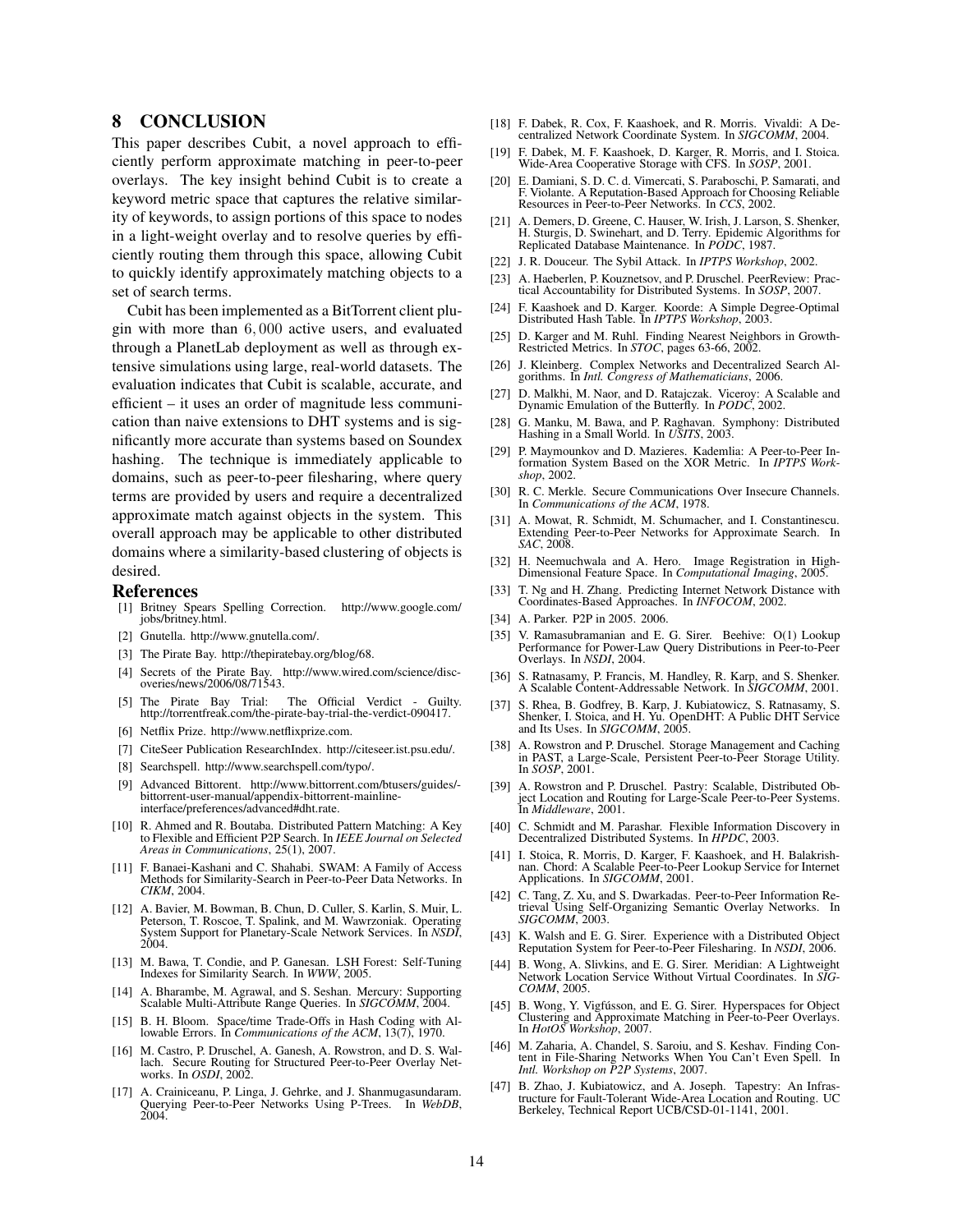# 8 CONCLUSION

This paper describes Cubit, a novel approach to efficiently perform approximate matching in peer-to-peer overlays. The key insight behind Cubit is to create a keyword metric space that captures the relative similarity of keywords, to assign portions of this space to nodes in a light-weight overlay and to resolve queries by efficiently routing them through this space, allowing Cubit to quickly identify approximately matching objects to a set of search terms.

Cubit has been implemented as a BitTorrent client plugin with more than $6,000$ active users, and evaluated through a PlanetLab deployment as well as through extensive simulations using large, real-world datasets. The evaluation indicates that Cubit is scalable, accurate, and efficient – it uses an order of magnitude less communication than naive extensions to DHT systems and is significantly more accurate than systems based on Soundex hashing. The technique is immediately applicable to domains, such as peer-to-peer filesharing, where query terms are provided by users and require a decentralized approximate match against objects in the system. This overall approach may be applicable to other distributed domains where a similarity-based clustering of objects is desired.

## References

[1] Britney Spears Spelling Correction. http://www.google.com/jobs/britney.html.

[2] Gnutella. http://www.gnutella.com/.

[3] The Pirate Bay. http://thepiratebay.org/blog/68.

[4] Secrets of the Pirate Bay. http://www.wired.com/science/discoveries/news/2006/08/71543.

[5] The Pirate Bay Trial: The Official Verdict - Guilty. http://torrentfreak.com/the-pirate-bay-trial-the-verdict-090417.

[6] Netflix Prize. http://www.netflixprize.com.

[7] CiteSeer Publication ResearchIndex. http://citeseer.ist.psu.edu/.

[8] Searchspell. http://www.searchspell.com/typo/.

[9] Advanced Bittorent. http://www.bittorrent.com/btusers/guides/-bittorrent-user-manual/appendix-bittorrent-mainline-interface/preferences/advanced#dht.rate.

[10] R. Ahmed and R. Boutaba. Distributed Pattern Matching: A Key to Flexible and Efficient P2P Search. In *IEEE Journal on Selected Areas in Communications*, 25(1), 2007.

[11] F. Banaei-Kashani and C. Shahabi. SWAM: A Family of Access Methods for Similarity-Search in Peer-to-Peer Data Networks. In *CIKM*, 2004.

[12] A. Bavier, M. Bowman, B. Chun, D. Culler, S. Karlin, S. Muir, L. Peterson, T. Roscoe, T. Spalink, and M. Wawrzoniak. Operating System Support for Planetary-Scale Network Services. In *NSDI*, 2004.

[13] M. Bawa, T. Condie, and P. Ganesan. LSH Forest: Self-Tuning Indexes for Similarity Search. In *WWW*, 2005.

[14] A. Bharambe, M. Agrawal, and S. Seshan. Mercury: Supporting Scalable Multi-Attribute Range Queries. In *SIGCOMM*, 2004.

[15] B. H. Bloom. Space/time Trade-Offs in Hash Coding with Allowable Errors. In *Communications of the ACM*, 13(7), 1970.

[16] M. Castro, P. Druschel, A. Ganesh, A. Rowstron, and D. S. Wallach. Secure Routing for Structured Peer-to-Peer Overlay Networks. In *OSDI*, 2002.

[17] A. Crainiceanu, P. Linga, J. Gehrke, and J. Shanmugasundaram. Querying Peer-to-Peer Networks Using P-Trees. In *WebDB*, 2004.

[18] F. Dabek, R. Cox, F. Kaashoek, and R. Morris. Vivaldi: A Decentralized Network Coordinate System. In *SIGCOMM*, 2004.

[19] F. Dabek, M. F. Kaashoek, D. Karger, R. Morris, and I. Stoica. Wide-Area Cooperative Storage with CFS. In *SOSP*, 2001.

[20] E. Damiani, S. D. C. d. Vimercati, S. Paraboschi, P. Samarati, and F. Violante. A Reputation-Based Approach for Choosing Reliable Resources in Peer-to-Peer Networks. In *CCS*, 2002.

[21] A. Demers, D. Greene, C. Hauser, W. Irish, J. Larson, S. Shenker, H. Sturgis, D. Swinehart, and D. Terry. Epidemic Algorithms for Replicated Database Maintenance. In *PODC*, 1987.

[22] J. R. Douceur. The Sybil Attack. In *IPTPS Workshop*, 2002.

[23] A. Haeberlen, P. Kouznetsov, and P. Druschel. PeerReview: Practical Accountability for Distributed Systems. In *SOSP*, 2007.

[24] F. Kaashoek and D. Karger. Koorde: A Simple Degree-Optimal Distributed Hash Table. In *IPTPS Workshop*, 2003.

[25] D. Karger and M. Ruhl. Finding Nearest Neighbors in Growth-Restricted Metrics. In *STOC*, pages 63-66, 2002.

[26] J. Kleinberg. Complex Networks and Decentralized Search Algorithms. In *Intl. Congress of Mathematicians*, 2006.

[27] D. Malkhi, M. Naor, and D. Ratajczak. Viceroy: A Scalable and Dynamic Emulation of the Butterfly. In *PODC*, 2002.

[28] G. Manku, M. Bawa, and P. Raghavan. Symphony: Distributed Hashing in a Small World. In *USITS*, 2003.

[29] P. Maymounkov and D. Mazieres. Kademlia: A Peer-to-Peer Information System Based on the XOR Metric. In *IPTPS Workshop*, 2002.

[30] R. C. Merkle. Secure Communications Over Insecure Channels. In *Communications of the ACM*, 1978.

[31] A. Mowat, R. Schmidt, M. Schumacher, and I. Constantinescu. Extending Peer-to-Peer Networks for Approximate Search. In *SAC*, 2008.

[32] H. Neemuchwala and A. Hero. Image Registration in High-Dimensional Feature Space. In *Computational Imaging*, 2005.

[33] T. Ng and H. Zhang. Predicting Internet Network Distance with Coordinates-Based Approaches. In *INFOCOM*, 2002.

[34] A. Parker. P2P in 2005. 2006.

[35] V. Ramasubramanian and E. G. Sirer. Beehive: O(1) Lookup Performance for Power-Law Query Distributions in Peer-to-Peer Overlays. In *NSDI*, 2004.

[36] S. Ratnasamy, P. Francis, M. Handley, R. Karp, and S. Shenker. A Scalable Content-Addressable Network. In *SIGCOMM*, 2001.

[37] S. Rhea, B. Godfrey, B. Karp, J. Kubiatowicz, S. Ratnasamy, S. Shenker, I. Stoica, and H. Yu. OpenDHT: A Public DHT Service and Its Uses. In *SIGCOMM*, 2005.

[38] A. Rowstron and P. Druschel. Storage Management and Caching in PAST, a Large-Scale, Persistent Peer-to-Peer Storage Utility. In *SOSP*, 2001.

[39] A. Rowstron and P. Druschel. Pastry: Scalable, Distributed Object Location and Routing for Large-Scale Peer-to-Peer Systems. In *Middleware*, 2001.

[40] C. Schmidt and M. Parashar. Flexible Information Discovery in Decentralized Distributed Systems. In *HPDC*, 2003.

[41] I. Stoica, R. Morris, D. Karger, F. Kaashoek, and H. Balakrishnan. Chord: A Scalable Peer-to-Peer Lookup Service for Internet Applications. In *SIGCOMM*, 2001.

[42] C. Tang, Z. Xu, and S. Dwarkadas. Peer-to-Peer Information Retrieval Using Self-Organizing Semantic Overlay Networks. In *SIGCOMM*, 2003.

[43] K. Walsh and E. G. Sirer. Experience with a Distributed Object Reputation System for Peer-to-Peer Filesharing. In *NSDI*, 2006.

[44] B. Wong, A. Slivkins, and E. G. Sirer. Meridian: A Lightweight Network Location Service Without Virtual Coordinates. In *SIGCOMM*, 2005.

[45] B. Wong, Y. Vigfússon, and E. G. Sirer. Hyperspaces for Object Clustering and Approximate Matching in Peer-to-Peer Overlays. In *HotOS Workshop*, 2007.

[46] M. Zaharia, A. Chandel, S. Saroiu, and S. Keshav. Finding Content in File-Sharing Networks When You Can't Even Spell. In *Intl. Workshop on P2P Systems*, 2007.

[47] B. Zhao, J. Kubiatowicz, and A. Joseph. Tapestry: An Infrastructure for Fault-Tolerant Wide-Area Location and Routing. UC Berkeley, Technical Report UCB/CSD-01-1141, 2001.